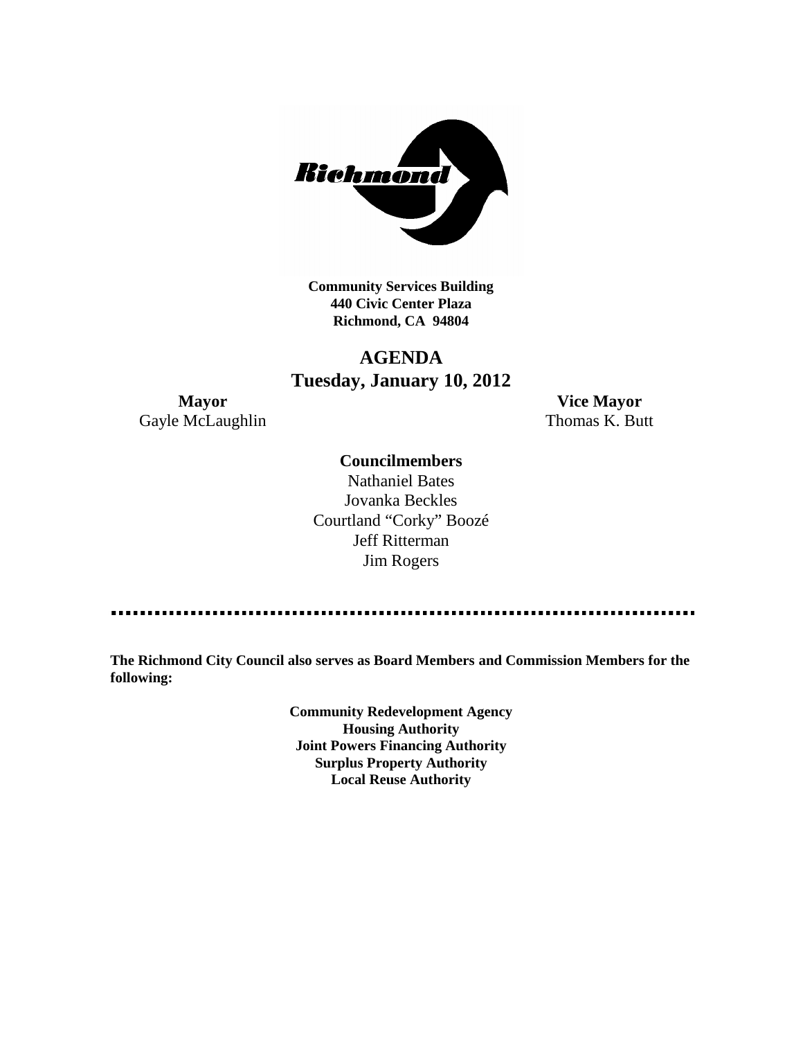**Community Services Building**
**440 Civic Center Plaza**
**Richmond, CA 94804**

# AGENDA

## Tuesday, January 10, 2012

**Mayor**
Gayle McLaughlin

**Vice Mayor**
Thomas K. Butt

**Councilmembers**

Nathaniel Bates
Jovanka Beckles
Courtland "Corky" Boozé
Jeff Ritterman
Jim Rogers

**The Richmond City Council also serves as Board Members and Commission Members for the following:**

**Community Redevelopment Agency**
**Housing Authority**
**Joint Powers Financing Authority**
**Surplus Property Authority**
**Local Reuse Authority**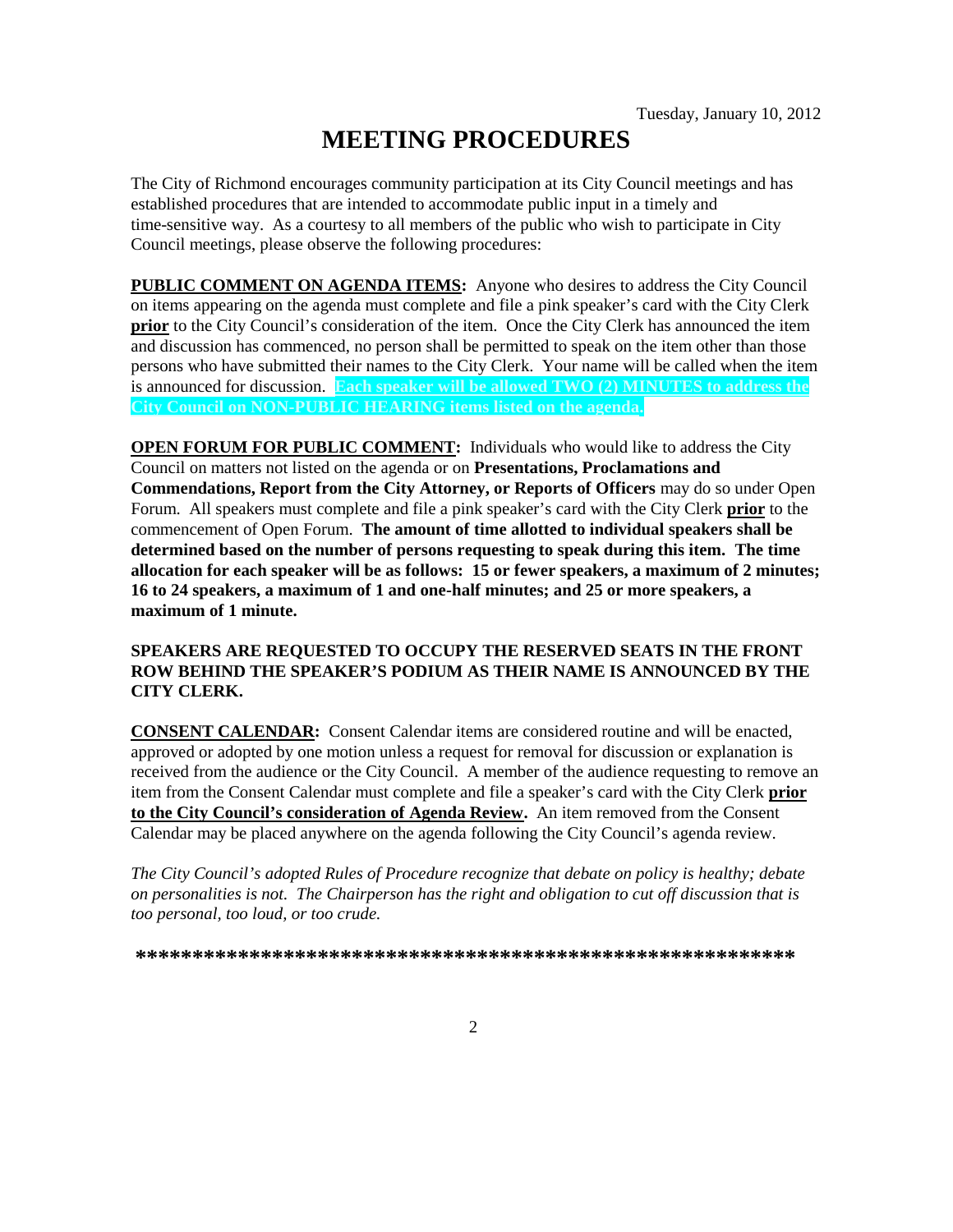Tuesday, January 10, 2012

# MEETING PROCEDURES

The City of Richmond encourages community participation at its City Council meetings and has established procedures that are intended to accommodate public input in a timely and time-sensitive way. As a courtesy to all members of the public who wish to participate in City Council meetings, please observe the following procedures:

**PUBLIC COMMENT ON AGENDA ITEMS:** Anyone who desires to address the City Council on items appearing on the agenda must complete and file a pink speaker's card with the City Clerk **prior** to the City Council's consideration of the item. Once the City Clerk has announced the item and discussion has commenced, no person shall be permitted to speak on the item other than those persons who have submitted their names to the City Clerk. Your name will be called when the item is announced for discussion. **Each speaker will be allowed TWO (2) MINUTES to address the City Council on NON-PUBLIC HEARING items listed on the agenda.**

**OPEN FORUM FOR PUBLIC COMMENT:** Individuals who would like to address the City Council on matters not listed on the agenda or on **Presentations, Proclamations and Commendations, Report from the City Attorney, or Reports of Officers** may do so under Open Forum. All speakers must complete and file a pink speaker's card with the City Clerk **prior** to the commencement of Open Forum. **The amount of time allotted to individual speakers shall be determined based on the number of persons requesting to speak during this item. The time allocation for each speaker will be as follows: 15 or fewer speakers, a maximum of 2 minutes; 16 to 24 speakers, a maximum of 1 and one-half minutes; and 25 or more speakers, a maximum of 1 minute.**

**SPEAKERS ARE REQUESTED TO OCCUPY THE RESERVED SEATS IN THE FRONT ROW BEHIND THE SPEAKER'S PODIUM AS THEIR NAME IS ANNOUNCED BY THE CITY CLERK.**

**CONSENT CALENDAR:** Consent Calendar items are considered routine and will be enacted, approved or adopted by one motion unless a request for removal for discussion or explanation is received from the audience or the City Council. A member of the audience requesting to remove an item from the Consent Calendar must complete and file a speaker's card with the City Clerk **prior to the City Council's consideration of Agenda Review.** An item removed from the Consent Calendar may be placed anywhere on the agenda following the City Council's agenda review.

*The City Council's adopted Rules of Procedure recognize that debate on policy is healthy; debate on personalities is not. The Chairperson has the right and obligation to cut off discussion that is too personal, too loud, or too crude.*

***************************************************************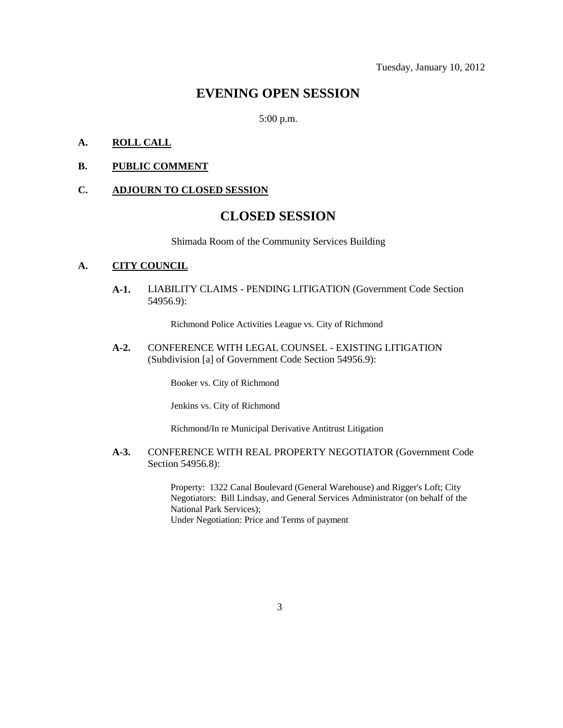Tuesday, January 10, 2012

# EVENING OPEN SESSION

5:00 p.m.

**A. ROLL CALL**

**B. PUBLIC COMMENT**

**C. ADJOURN TO CLOSED SESSION**

# CLOSED SESSION

Shimada Room of the Community Services Building

**A. CITY COUNCIL**

**A-1.** LIABILITY CLAIMS - PENDING LITIGATION (Government Code Section 54956.9):

Richmond Police Activities League vs. City of Richmond

**A-2.** CONFERENCE WITH LEGAL COUNSEL - EXISTING LITIGATION (Subdivision [a] of Government Code Section 54956.9):

Booker vs. City of Richmond

Jenkins vs. City of Richmond

Richmond/In re Municipal Derivative Antitrust Litigation

**A-3.** CONFERENCE WITH REAL PROPERTY NEGOTIATOR (Government Code Section 54956.8):

Property: 1322 Canal Boulevard (General Warehouse) and Rigger's Loft; City Negotiators: Bill Lindsay, and General Services Administrator (on behalf of the National Park Services);
Under Negotiation: Price and Terms of payment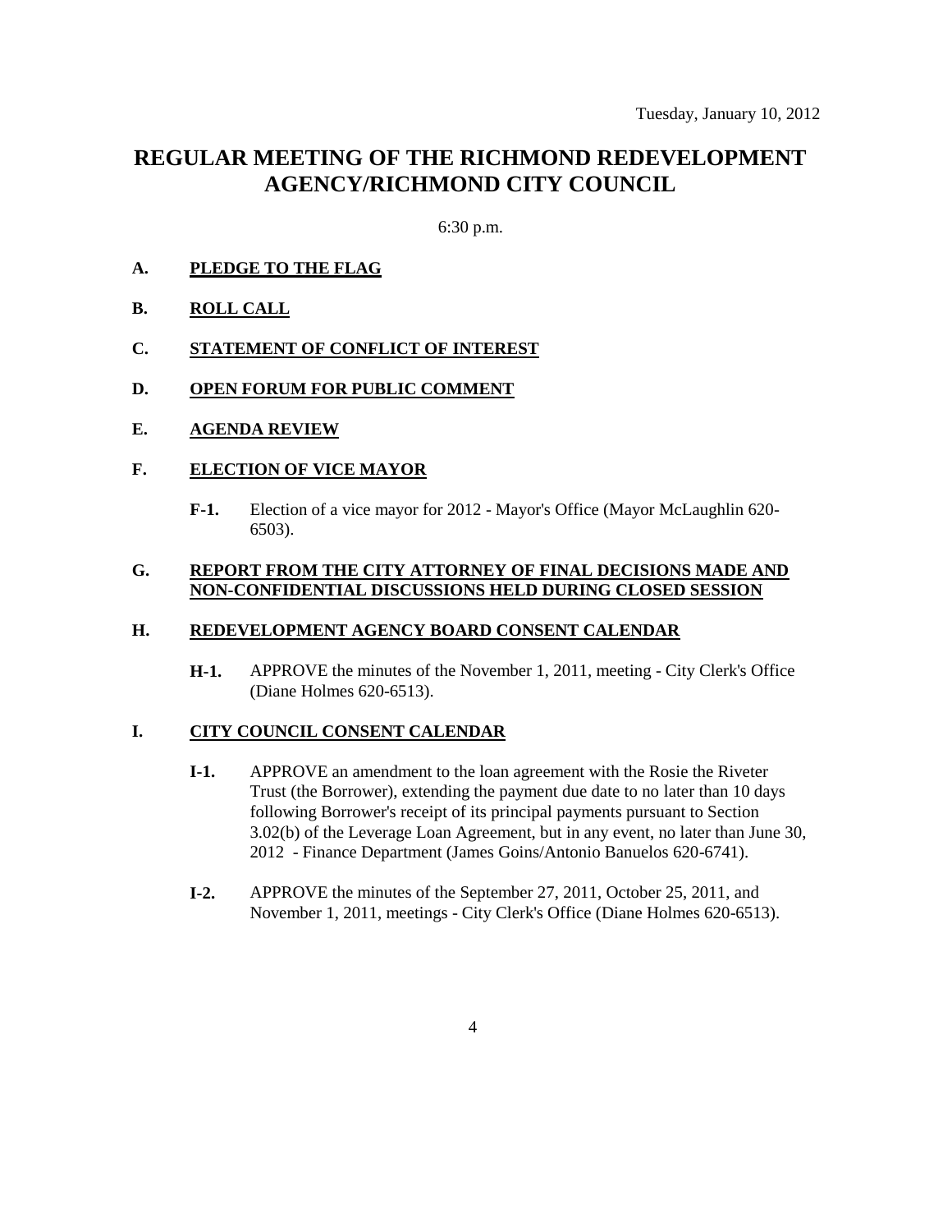Tuesday, January 10, 2012

# REGULAR MEETING OF THE RICHMOND REDEVELOPMENT AGENCY/RICHMOND CITY COUNCIL

6:30 p.m.

**A.** **PLEDGE TO THE FLAG**

**B.** **ROLL CALL**

**C.** **STATEMENT OF CONFLICT OF INTEREST**

**D.** **OPEN FORUM FOR PUBLIC COMMENT**

**E.** **AGENDA REVIEW**

**F.** **ELECTION OF VICE MAYOR**

**F-1.** Election of a vice mayor for 2012 - Mayor's Office (Mayor McLaughlin 620-6503).

**G.** **REPORT FROM THE CITY ATTORNEY OF FINAL DECISIONS MADE AND NON-CONFIDENTIAL DISCUSSIONS HELD DURING CLOSED SESSION**

**H.** **REDEVELOPMENT AGENCY BOARD CONSENT CALENDAR**

**H-1.** APPROVE the minutes of the November 1, 2011, meeting - City Clerk's Office (Diane Holmes 620-6513).

**I.** **CITY COUNCIL CONSENT CALENDAR**

**I-1.** APPROVE an amendment to the loan agreement with the Rosie the Riveter Trust (the Borrower), extending the payment due date to no later than 10 days following Borrower's receipt of its principal payments pursuant to Section 3.02(b) of the Leverage Loan Agreement, but in any event, no later than June 30, 2012 - Finance Department (James Goins/Antonio Banuelos 620-6741).

**I-2.** APPROVE the minutes of the September 27, 2011, October 25, 2011, and November 1, 2011, meetings - City Clerk's Office (Diane Holmes 620-6513).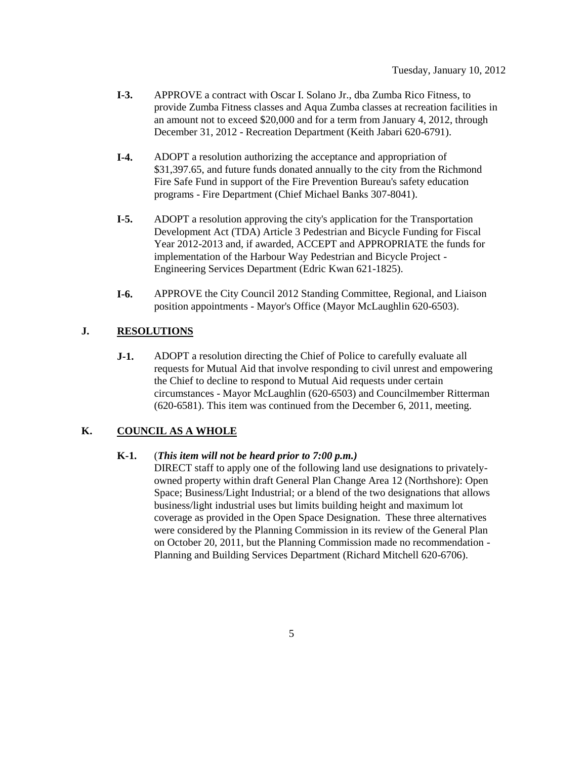- **I-3.** APPROVE a contract with Oscar I. Solano Jr., dba Zumba Rico Fitness, to provide Zumba Fitness classes and Aqua Zumba classes at recreation facilities in an amount not to exceed $20,000 and for a term from January 4, 2012, through December 31, 2012 - Recreation Department (Keith Jabari 620-6791).

- **I-4.** ADOPT a resolution authorizing the acceptance and appropriation of $31,397.65, and future funds donated annually to the city from the Richmond Fire Safe Fund in support of the Fire Prevention Bureau's safety education programs - Fire Department (Chief Michael Banks 307-8041).

- **I-5.** ADOPT a resolution approving the city's application for the Transportation Development Act (TDA) Article 3 Pedestrian and Bicycle Funding for Fiscal Year 2012-2013 and, if awarded, ACCEPT and APPROPRIATE the funds for implementation of the Harbour Way Pedestrian and Bicycle Project - Engineering Services Department (Edric Kwan 621-1825).

- **I-6.** APPROVE the City Council 2012 Standing Committee, Regional, and Liaison position appointments - Mayor's Office (Mayor McLaughlin 620-6503).

## J. RESOLUTIONS

- **J-1.** ADOPT a resolution directing the Chief of Police to carefully evaluate all requests for Mutual Aid that involve responding to civil unrest and empowering the Chief to decline to respond to Mutual Aid requests under certain circumstances - Mayor McLaughlin (620-6503) and Councilmember Ritterman (620-6581). This item was continued from the December 6, 2011, meeting.

## K. COUNCIL AS A WHOLE

- **K-1.** (***This item will not be heard prior to 7:00 p.m.)***
DIRECT staff to apply one of the following land use designations to privately-owned property within draft General Plan Change Area 12 (Northshore): Open Space; Business/Light Industrial; or a blend of the two designations that allows business/light industrial uses but limits building height and maximum lot coverage as provided in the Open Space Designation. These three alternatives were considered by the Planning Commission in its review of the General Plan on October 20, 2011, but the Planning Commission made no recommendation - Planning and Building Services Department (Richard Mitchell 620-6706).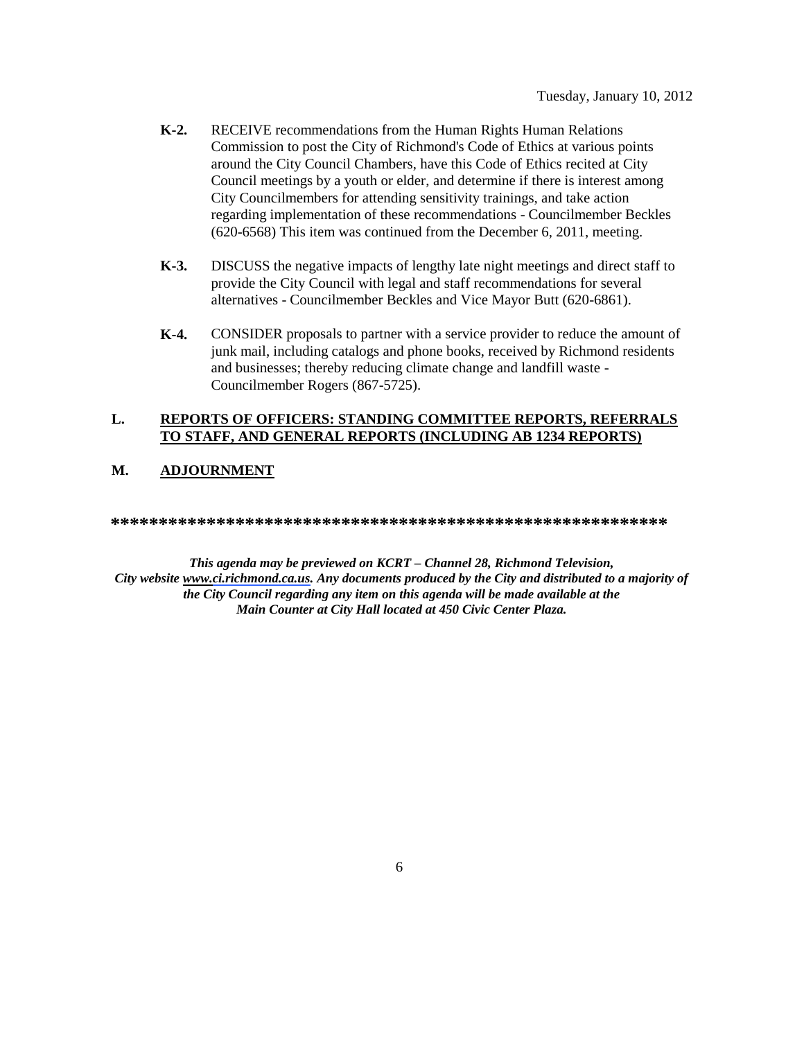**K-2.** RECEIVE recommendations from the Human Rights Human Relations Commission to post the City of Richmond's Code of Ethics at various points around the City Council Chambers, have this Code of Ethics recited at City Council meetings by a youth or elder, and determine if there is interest among City Councilmembers for attending sensitivity trainings, and take action regarding implementation of these recommendations - Councilmember Beckles (620-6568) This item was continued from the December 6, 2011, meeting.

**K-3.** DISCUSS the negative impacts of lengthy late night meetings and direct staff to provide the City Council with legal and staff recommendations for several alternatives - Councilmember Beckles and Vice Mayor Butt (620-6861).

**K-4.** CONSIDER proposals to partner with a service provider to reduce the amount of junk mail, including catalogs and phone books, received by Richmond residents and businesses; thereby reducing climate change and landfill waste - Councilmember Rogers (867-5725).

## L. REPORTS OF OFFICERS: STANDING COMMITTEE REPORTS, REFERRALS TO STAFF, AND GENERAL REPORTS (INCLUDING AB 1234 REPORTS)

## M. ADJOURNMENT

**\*\*\*\*\*\*\*\*\*\*\*\*\*\*\*\*\*\*\*\*\*\*\*\*\*\*\*\*\*\*\*\*\*\*\*\*\*\*\*\*\*\*\*\*\*\*\*\*\*\*\*\*\*\*\*\*\*\*\*\*\***

***This agenda may be previewed on KCRT – Channel 28, Richmond Television, City website www.ci.richmond.ca.us. Any documents produced by the City and distributed to a majority of the City Council regarding any item on this agenda will be made available at the Main Counter at City Hall located at 450 Civic Center Plaza.***